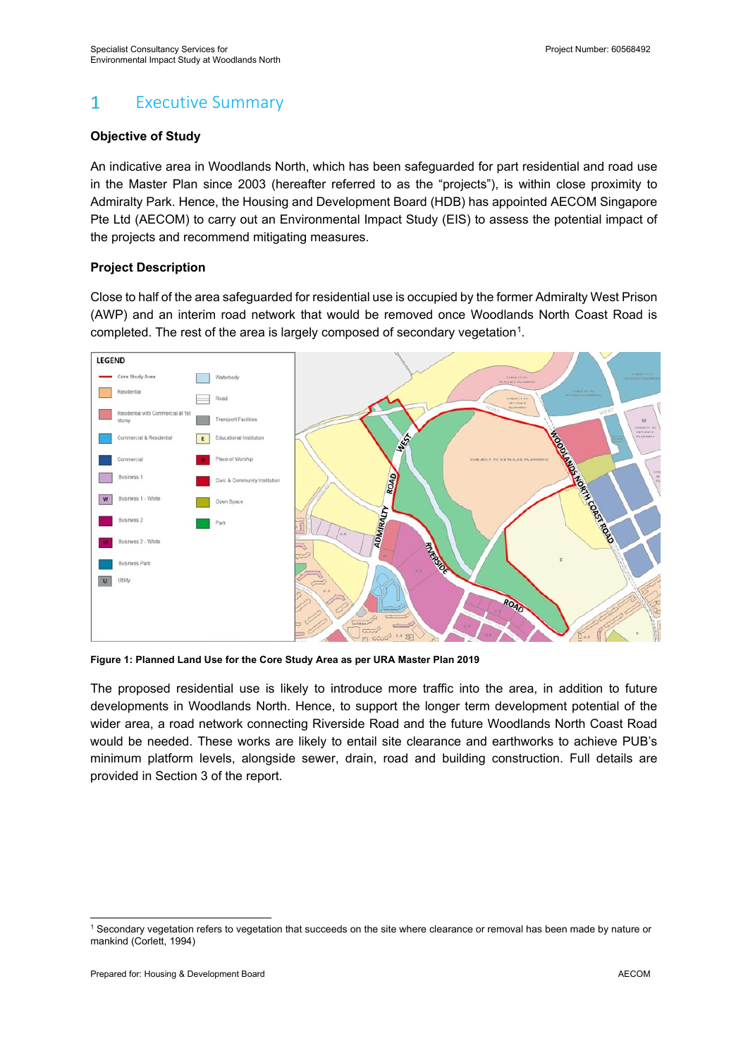# 1 Executive Summary

**Objective of Study**

An indicative area in Woodlands North, which has been safeguarded for part residential and road use in the Master Plan since 2003 (hereafter referred to as the "projects"), is within close proximity to Admiralty Park. Hence, the Housing and Development Board (HDB) has appointed AECOM Singapore Pte Ltd (AECOM) to carry out an Environmental Impact Study (EIS) to assess the potential impact of the projects and recommend mitigating measures.

**Project Description**

Close to half of the area safeguarded for residential use is occupied by the former Admiralty West Prison (AWP) and an interim road network that would be removed once Woodlands North Coast Road is completed. The rest of the area is largely composed of secondary vegetation[1].

**Figure 1: Planned Land Use for the Core Study Area as per URA Master Plan 2019**

The proposed residential use is likely to introduce more traffic into the area, in addition to future developments in Woodlands North. Hence, to support the longer term development potential of the wider area, a road network connecting Riverside Road and the future Woodlands North Coast Road would be needed. These works are likely to entail site clearance and earthworks to achieve PUB's minimum platform levels, alongside sewer, drain, road and building construction. Full details are provided in Section 3 of the report.

[1] Secondary vegetation refers to vegetation that succeeds on the site where clearance or removal has been made by nature or mankind (Corlett, 1994)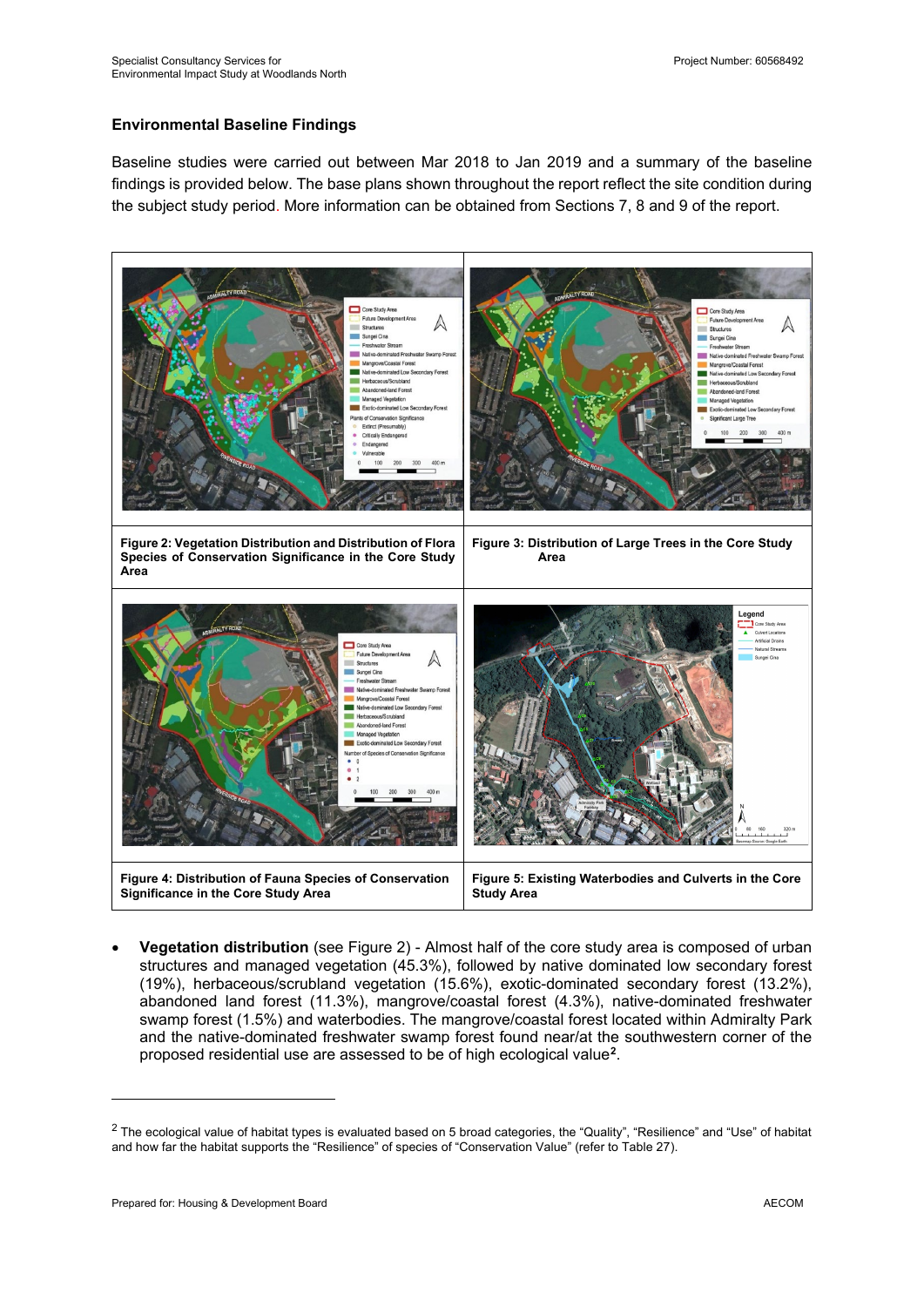## Environmental Baseline Findings

Baseline studies were carried out between Mar 2018 to Jan 2019 and a summary of the baseline findings is provided below. The base plans shown throughout the report reflect the site condition during the subject study period. More information can be obtained from Sections 7, 8 and 9 of the report.

| Figure 2: Vegetation Distribution and Distribution of Flora Species of Conservation Significance in the Core Study Area | Figure 3: Distribution of Large Trees in the Core Study Area |
|---|---|
| **Figure 4: Distribution of Fauna Species of Conservation Significance in the Core Study Area** | **Figure 5: Existing Waterbodies and Culverts in the Core Study Area** |

- **Vegetation distribution** (see Figure 2) - Almost half of the core study area is composed of urban structures and managed vegetation (45.3%), followed by native dominated low secondary forest (19%), herbaceous/scrubland vegetation (15.6%), exotic-dominated secondary forest (13.2%), abandoned land forest (11.3%), mangrove/coastal forest (4.3%), native-dominated freshwater swamp forest (1.5%) and waterbodies. The mangrove/coastal forest located within Admiralty Park and the native-dominated freshwater swamp forest found near/at the southwestern corner of the proposed residential use are assessed to be of high ecological value[2].

[2] The ecological value of habitat types is evaluated based on 5 broad categories, the "Quality", "Resilience" and "Use" of habitat and how far the habitat supports the "Resilience" of species of "Conservation Value" (refer to Table 27).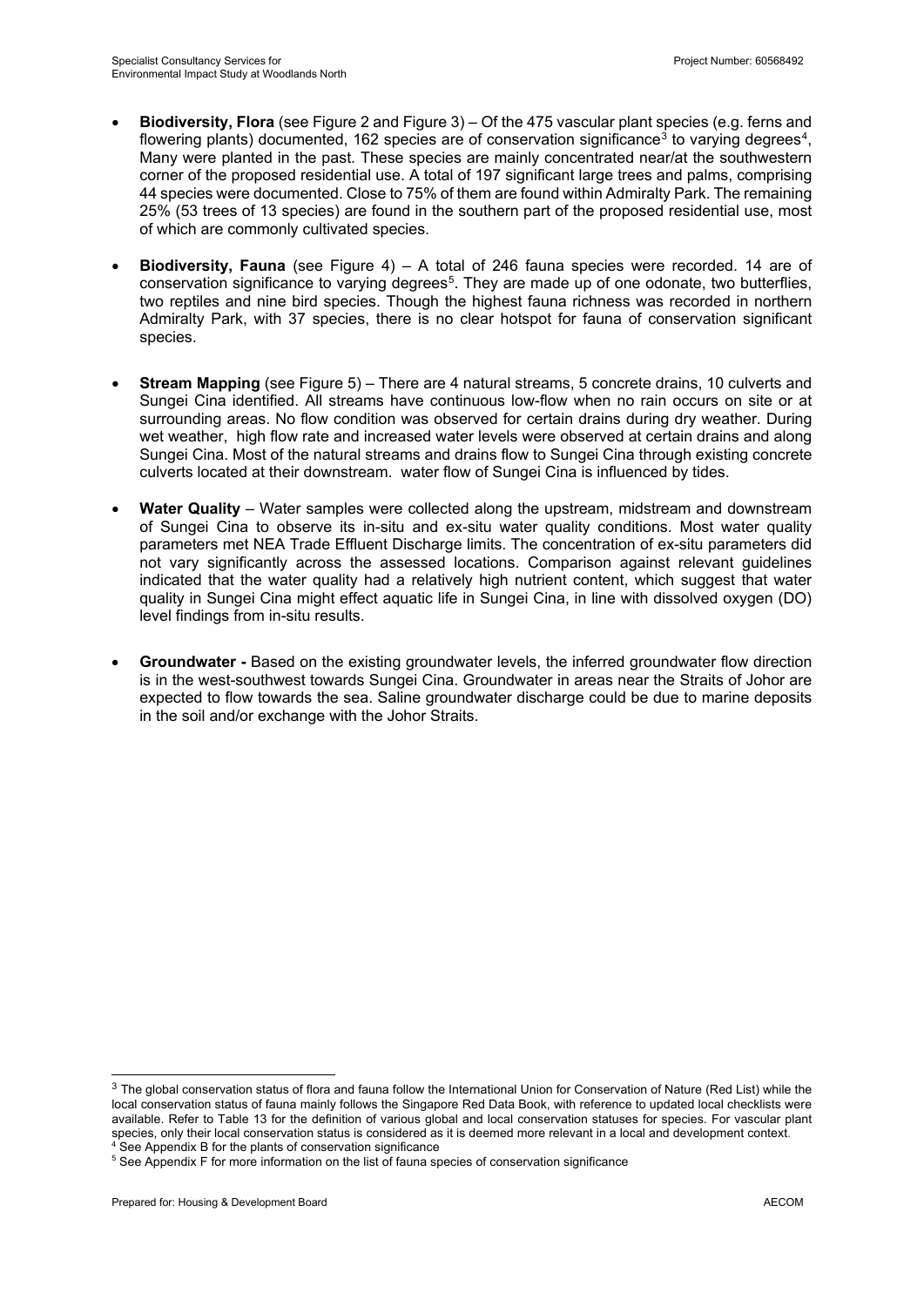- **Biodiversity, Flora** (see Figure 2 and Figure 3) – Of the 475 vascular plant species (e.g. ferns and flowering plants) documented, 162 species are of conservation significance[3] to varying degrees[4], Many were planted in the past. These species are mainly concentrated near/at the southwestern corner of the proposed residential use. A total of 197 significant large trees and palms, comprising 44 species were documented. Close to 75% of them are found within Admiralty Park. The remaining 25% (53 trees of 13 species) are found in the southern part of the proposed residential use, most of which are commonly cultivated species.

- **Biodiversity, Fauna** (see Figure 4) – A total of 246 fauna species were recorded. 14 are of conservation significance to varying degrees[5]. They are made up of one odonate, two butterflies, two reptiles and nine bird species. Though the highest fauna richness was recorded in northern Admiralty Park, with 37 species, there is no clear hotspot for fauna of conservation significant species.

- **Stream Mapping** (see Figure 5) – There are 4 natural streams, 5 concrete drains, 10 culverts and Sungei Cina identified. All streams have continuous low-flow when no rain occurs on site or at surrounding areas. No flow condition was observed for certain drains during dry weather. During wet weather, high flow rate and increased water levels were observed at certain drains and along Sungei Cina. Most of the natural streams and drains flow to Sungei Cina through existing concrete culverts located at their downstream. water flow of Sungei Cina is influenced by tides.

- **Water Quality** – Water samples were collected along the upstream, midstream and downstream of Sungei Cina to observe its in-situ and ex-situ water quality conditions. Most water quality parameters met NEA Trade Effluent Discharge limits. The concentration of ex-situ parameters did not vary significantly across the assessed locations. Comparison against relevant guidelines indicated that the water quality had a relatively high nutrient content, which suggest that water quality in Sungei Cina might effect aquatic life in Sungei Cina, in line with dissolved oxygen (DO) level findings from in-situ results.

- **Groundwater -** Based on the existing groundwater levels, the inferred groundwater flow direction is in the west-southwest towards Sungei Cina. Groundwater in areas near the Straits of Johor are expected to flow towards the sea. Saline groundwater discharge could be due to marine deposits in the soil and/or exchange with the Johor Straits.

---

[3] The global conservation status of flora and fauna follow the International Union for Conservation of Nature (Red List) while the local conservation status of fauna mainly follows the Singapore Red Data Book, with reference to updated local checklists were available. Refer to Table 13 for the definition of various global and local conservation statuses for species. For vascular plant species, only their local conservation status is considered as it is deemed more relevant in a local and development context.

[4] See Appendix B for the plants of conservation significance

[5] See Appendix F for more information on the list of fauna species of conservation significance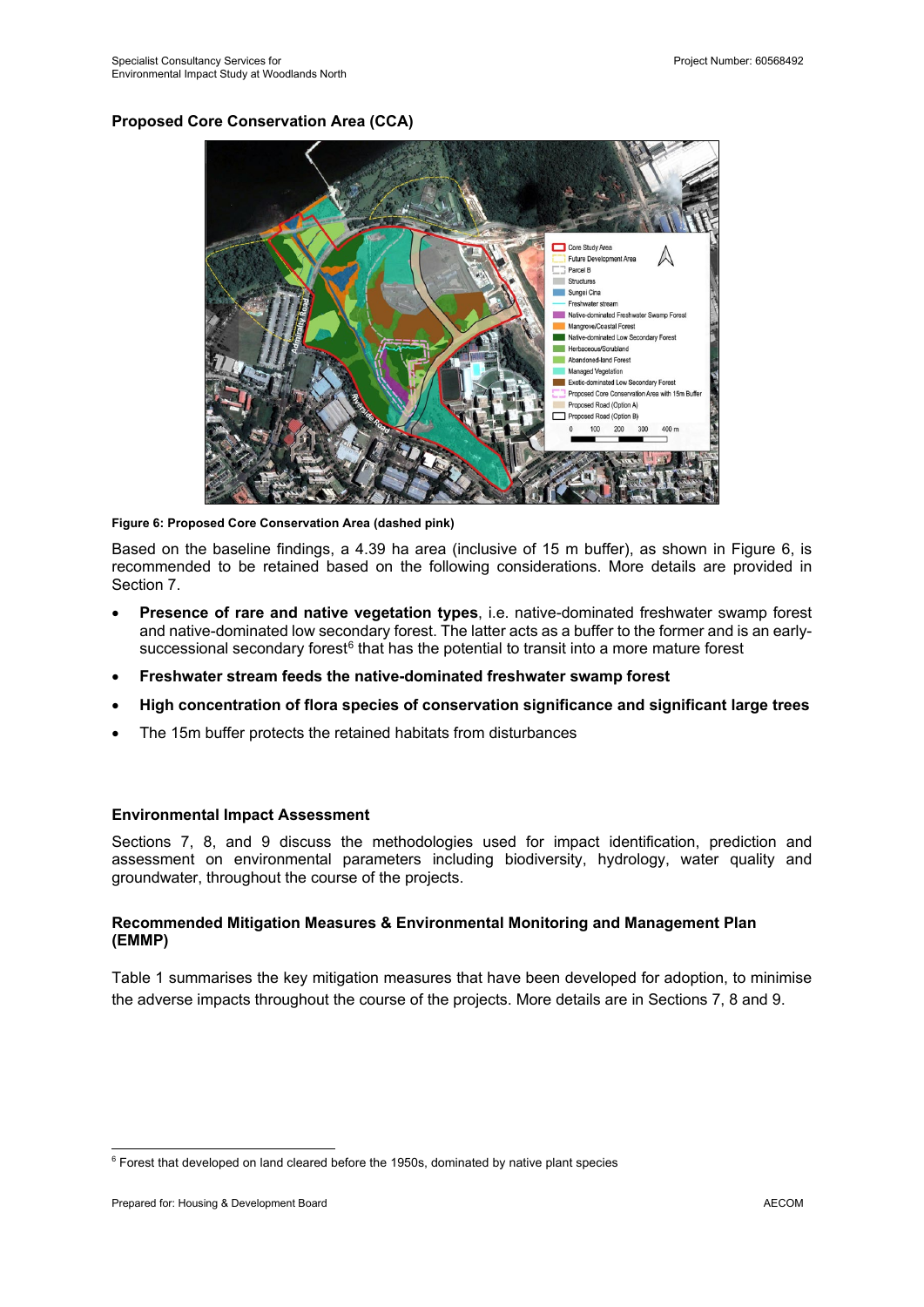**Proposed Core Conservation Area (CCA)**

**Figure 6: Proposed Core Conservation Area (dashed pink)**

Based on the baseline findings, a 4.39 ha area (inclusive of 15 m buffer), as shown in Figure 6, is recommended to be retained based on the following considerations. More details are provided in Section 7.

- **Presence of rare and native vegetation types**, i.e. native-dominated freshwater swamp forest and native-dominated low secondary forest. The latter acts as a buffer to the former and is an early-successional secondary forest[6] that has the potential to transit into a more mature forest
- **Freshwater stream feeds the native-dominated freshwater swamp forest**
- **High concentration of flora species of conservation significance and significant large trees**
- The 15m buffer protects the retained habitats from disturbances

**Environmental Impact Assessment**

Sections 7, 8, and 9 discuss the methodologies used for impact identification, prediction and assessment on environmental parameters including biodiversity, hydrology, water quality and groundwater, throughout the course of the projects.

**Recommended Mitigation Measures & Environmental Monitoring and Management Plan (EMMP)**

Table 1 summarises the key mitigation measures that have been developed for adoption, to minimise the adverse impacts throughout the course of the projects. More details are in Sections 7, 8 and 9.

[6] Forest that developed on land cleared before the 1950s, dominated by native plant species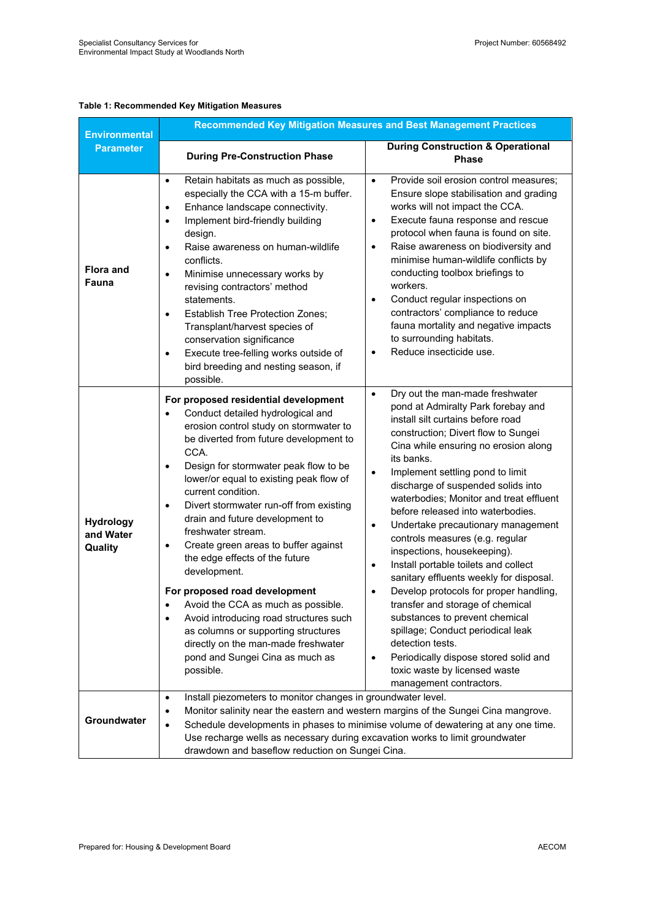**Table 1: Recommended Key Mitigation Measures**

| Environmental Parameter | Recommended Key Mitigation Measures and Best Management Practices | |
|---|---|---|
| | **During Pre-Construction Phase** | **During Construction & Operational Phase** |
| **Flora and Fauna** | • Retain habitats as much as possible, especially the CCA with a 15-m buffer.<br>• Enhance landscape connectivity.<br>• Implement bird-friendly building design.<br>• Raise awareness on human-wildlife conflicts.<br>• Minimise unnecessary works by revising contractors' method statements.<br>• Establish Tree Protection Zones; Transplant/harvest species of conservation significance<br>• Execute tree-felling works outside of bird breeding and nesting season, if possible. | • Provide soil erosion control measures; Ensure slope stabilisation and grading works will not impact the CCA.<br>• Execute fauna response and rescue protocol when fauna is found on site.<br>• Raise awareness on biodiversity and minimise human-wildlife conflicts by conducting toolbox briefings to workers.<br>• Conduct regular inspections on contractors' compliance to reduce fauna mortality and negative impacts to surrounding habitats.<br>• Reduce insecticide use. |
| **Hydrology and Water Quality** | **For proposed residential development**<br>• Conduct detailed hydrological and erosion control study on stormwater to be diverted from future development to CCA.<br>• Design for stormwater peak flow to be lower/or equal to existing peak flow of current condition.<br>• Divert stormwater run-off from existing drain and future development to freshwater stream.<br>• Create green areas to buffer against the edge effects of the future development.<br><br>**For proposed road development**<br>• Avoid the CCA as much as possible.<br>• Avoid introducing road structures such as columns or supporting structures directly on the man-made freshwater pond and Sungei Cina as much as possible. | • Dry out the man-made freshwater pond at Admiralty Park forebay and install silt curtains before road construction; Divert flow to Sungei Cina while ensuring no erosion along its banks.<br>• Implement settling pond to limit discharge of suspended solids into waterbodies; Monitor and treat effluent before released into waterbodies.<br>• Undertake precautionary management controls measures (e.g. regular inspections, housekeeping).<br>• Install portable toilets and collect sanitary effluents weekly for disposal.<br>• Develop protocols for proper handling, transfer and storage of chemical substances to prevent chemical spillage; Conduct periodical leak detection tests.<br>• Periodically dispose stored solid and toxic waste by licensed waste management contractors. |
| **Groundwater** | • Install piezometers to monitor changes in groundwater level.<br>• Monitor salinity near the eastern and western margins of the Sungei Cina mangrove.<br>• Schedule developments in phases to minimise volume of dewatering at any one time. Use recharge wells as necessary during excavation works to limit groundwater drawdown and baseflow reduction on Sungei Cina. | |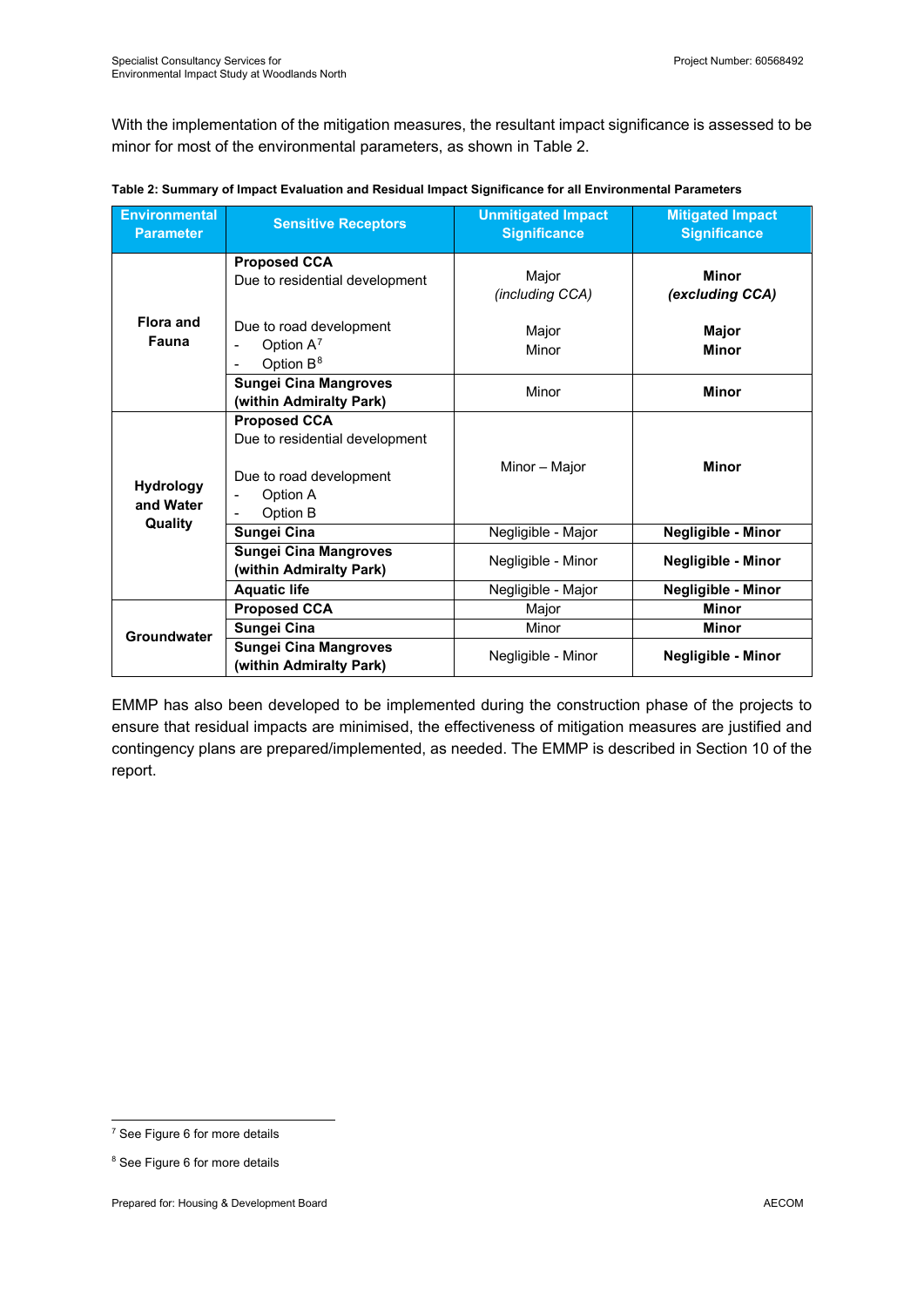With the implementation of the mitigation measures, the resultant impact significance is assessed to be minor for most of the environmental parameters, as shown in Table 2.

**Table 2: Summary of Impact Evaluation and Residual Impact Significance for all Environmental Parameters**

| Environmental Parameter | Sensitive Receptors | Unmitigated Impact Significance | Mitigated Impact Significance |
|---|---|---|---|
| **Flora and Fauna** | **Proposed CCA**<br>Due to residential development<br><br>Due to road development<br>- Option A[7]<br>- Option B[8] | Major<br>*(including CCA)*<br><br>Major<br>Minor | **Minor**<br>***(excluding CCA)***<br><br>**Major**<br>**Minor** |
| | **Sungei Cina Mangroves (within Admiralty Park)** | Minor | **Minor** |
| **Hydrology and Water Quality** | **Proposed CCA**<br>Due to residential development<br><br>Due to road development<br>- Option A<br>- Option B | Minor – Major | **Minor** |
| | **Sungei Cina** | Negligible - Major | **Negligible - Minor** |
| | **Sungei Cina Mangroves (within Admiralty Park)** | Negligible - Minor | **Negligible - Minor** |
| | **Aquatic life** | Negligible - Major | **Negligible - Minor** |
| **Groundwater** | **Proposed CCA** | Major | **Minor** |
| | **Sungei Cina** | Minor | **Minor** |
| | **Sungei Cina Mangroves (within Admiralty Park)** | Negligible - Minor | **Negligible - Minor** |

EMMP has also been developed to be implemented during the construction phase of the projects to ensure that residual impacts are minimised, the effectiveness of mitigation measures are justified and contingency plans are prepared/implemented, as needed. The EMMP is described in Section 10 of the report.

[7] See Figure 6 for more details

[8] See Figure 6 for more details